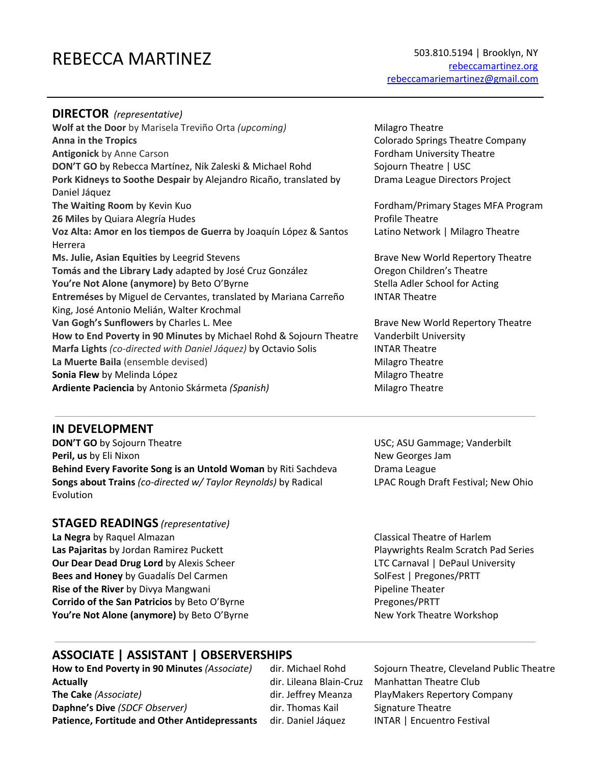# REBECCA MARTINEZ

503.810.5194 | Brooklyn, NY
rebeccamartinez.org
rebeccamariemartinez@gmail.com

## DIRECTOR *(representative)*

| | |
|---|---|
| **Wolf at the Door** by Marisela Treviño Orta *(upcoming)* | Milagro Theatre |
| **Anna in the Tropics** | Colorado Springs Theatre Company |
| **Antigonick** by Anne Carson | Fordham University Theatre |
| **DON'T GO** by Rebecca Martínez, Nik Zaleski & Michael Rohd | Sojourn Theatre \| USC |
| **Pork Kidneys to Soothe Despair** by Alejandro Ricaño, translated by Daniel Jáquez | Drama League Directors Project |
| **The Waiting Room** by Kevin Kuo | Fordham/Primary Stages MFA Program |
| **26 Miles** by Quiara Alegría Hudes | Profile Theatre |
| **Voz Alta: Amor en los tiempos de Guerra** by Joaquín López & Santos Herrera | Latino Network \| Milagro Theatre |
| **Ms. Julie, Asian Equities** by Leegrid Stevens | Brave New World Repertory Theatre |
| **Tomás and the Library Lady** adapted by José Cruz González | Oregon Children's Theatre |
| **You're Not Alone (anymore)** by Beto O'Byrne | Stella Adler School for Acting |
| **Entreméses** by Miguel de Cervantes, translated by Mariana Carreño King, José Antonio Melián, Walter Krochmal | INTAR Theatre |
| **Van Gogh's Sunflowers** by Charles L. Mee | Brave New World Repertory Theatre |
| **How to End Poverty in 90 Minutes** by Michael Rohd & Sojourn Theatre | Vanderbilt University |
| **Marfa Lights** *(co-directed with Daniel Jáquez)* by Octavio Solis | INTAR Theatre |
| **La Muerte Baila** (ensemble devised) | Milagro Theatre |
| **Sonia Flew** by Melinda López | Milagro Theatre |
| **Ardiente Paciencia** by Antonio Skármeta *(Spanish)* | Milagro Theatre |

## IN DEVELOPMENT

| | |
|---|---|
| **DON'T GO** by Sojourn Theatre | USC; ASU Gammage; Vanderbilt |
| **Peril, us** by Eli Nixon | New Georges Jam |
| **Behind Every Favorite Song is an Untold Woman** by Riti Sachdeva | Drama League |
| **Songs about Trains** *(co-directed w/ Taylor Reynolds)* by Radical Evolution | LPAC Rough Draft Festival; New Ohio |

## STAGED READINGS *(representative)*

| | |
|---|---|
| **La Negra** by Raquel Almazan | Classical Theatre of Harlem |
| **Las Pajaritas** by Jordan Ramirez Puckett | Playwrights Realm Scratch Pad Series |
| **Our Dear Dead Drug Lord** by Alexis Scheer | LTC Carnaval \| DePaul University |
| **Bees and Honey** by Guadalís Del Carmen | SolFest \| Pregones/PRTT |
| **Rise of the River** by Divya Mangwani | Pipeline Theater |
| **Corrido of the San Patricios** by Beto O'Byrne | Pregones/PRTT |
| **You're Not Alone (anymore)** by Beto O'Byrne | New York Theatre Workshop |

## ASSOCIATE | ASSISTANT | OBSERVERSHIPS

| | | |
|---|---|---|
| **How to End Poverty in 90 Minutes** *(Associate)* | dir. Michael Rohd | Sojourn Theatre, Cleveland Public Theatre |
| **Actually** | dir. Lileana Blain-Cruz | Manhattan Theatre Club |
| **The Cake** *(Associate)* | dir. Jeffrey Meanza | PlayMakers Repertory Company |
| **Daphne's Dive** *(SDCF Observer)* | dir. Thomas Kail | Signature Theatre |
| **Patience, Fortitude and Other Antidepressants** | dir. Daniel Jáquez | INTAR \| Encuentro Festival |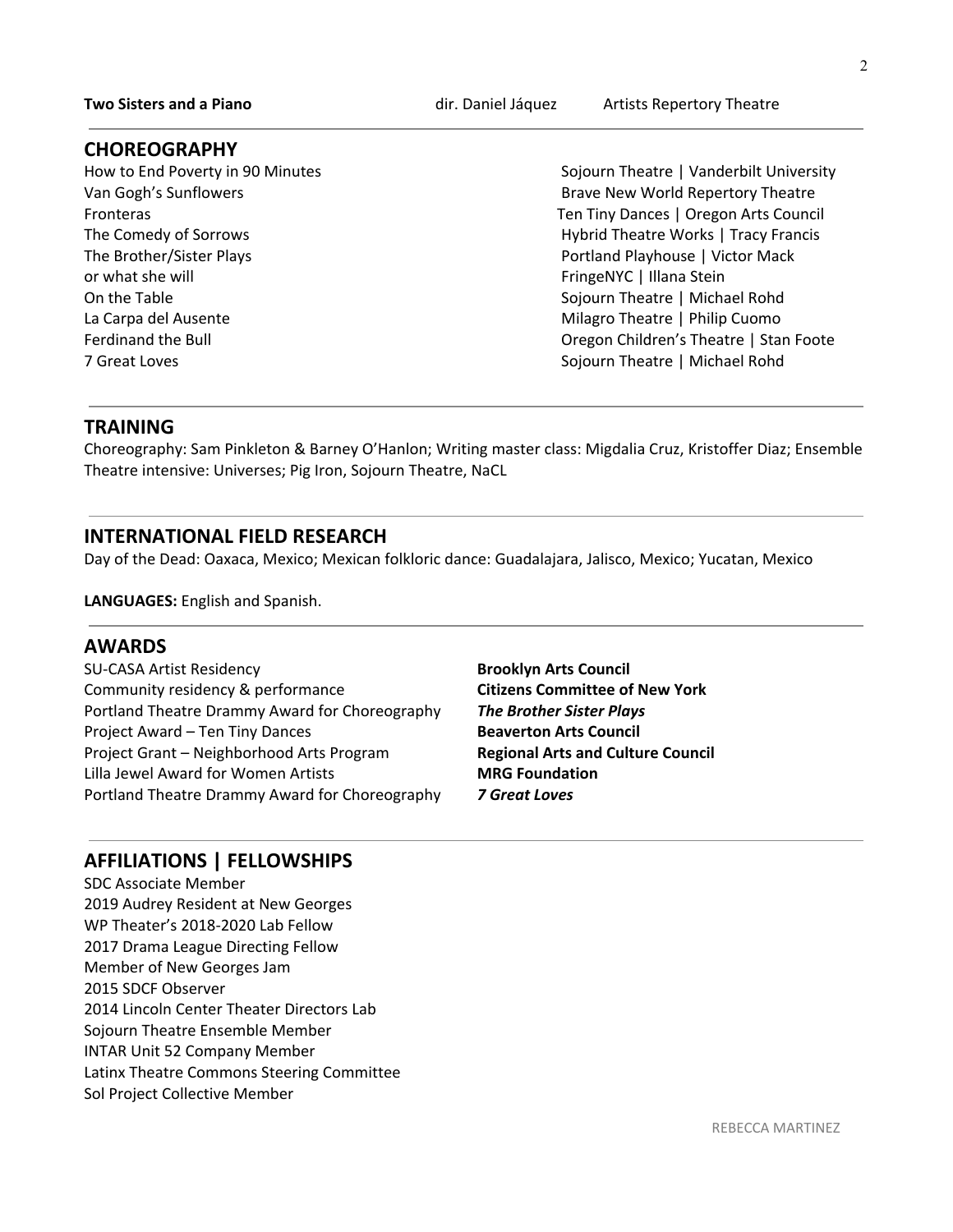| | | |
|---|---|---|
| **Two Sisters and a Piano** | dir. Daniel Jáquez | Artists Repertory Theatre |

## CHOREOGRAPHY

| | |
|---|---|
| How to End Poverty in 90 Minutes | Sojourn Theatre \| Vanderbilt University |
| Van Gogh's Sunflowers | Brave New World Repertory Theatre |
| Fronteras | Ten Tiny Dances \| Oregon Arts Council |
| The Comedy of Sorrows | Hybrid Theatre Works \| Tracy Francis |
| The Brother/Sister Plays | Portland Playhouse \| Victor Mack |
| or what she will | FringeNYC \| Illana Stein |
| On the Table | Sojourn Theatre \| Michael Rohd |
| La Carpa del Ausente | Milagro Theatre \| Philip Cuomo |
| Ferdinand the Bull | Oregon Children's Theatre \| Stan Foote |
| 7 Great Loves | Sojourn Theatre \| Michael Rohd |

## TRAINING

Choreography: Sam Pinkleton & Barney O'Hanlon; Writing master class: Migdalia Cruz, Kristoffer Diaz; Ensemble Theatre intensive: Universes; Pig Iron, Sojourn Theatre, NaCL

## INTERNATIONAL FIELD RESEARCH

Day of the Dead: Oaxaca, Mexico; Mexican folkloric dance: Guadalajara, Jalisco, Mexico; Yucatan, Mexico

**LANGUAGES:** English and Spanish.

## AWARDS

| | |
|---|---|
| SU-CASA Artist Residency | **Brooklyn Arts Council** |
| Community residency & performance | **Citizens Committee of New York** |
| Portland Theatre Drammy Award for Choreography | ***The Brother Sister Plays*** |
| Project Award – Ten Tiny Dances | **Beaverton Arts Council** |
| Project Grant – Neighborhood Arts Program | **Regional Arts and Culture Council** |
| Lilla Jewel Award for Women Artists | **MRG Foundation** |
| Portland Theatre Drammy Award for Choreography | ***7 Great Loves*** |

## AFFILIATIONS | FELLOWSHIPS

SDC Associate Member
2019 Audrey Resident at New Georges
WP Theater's 2018-2020 Lab Fellow
2017 Drama League Directing Fellow
Member of New Georges Jam
2015 SDCF Observer
2014 Lincoln Center Theater Directors Lab
Sojourn Theatre Ensemble Member
INTAR Unit 52 Company Member
Latinx Theatre Commons Steering Committee
Sol Project Collective Member